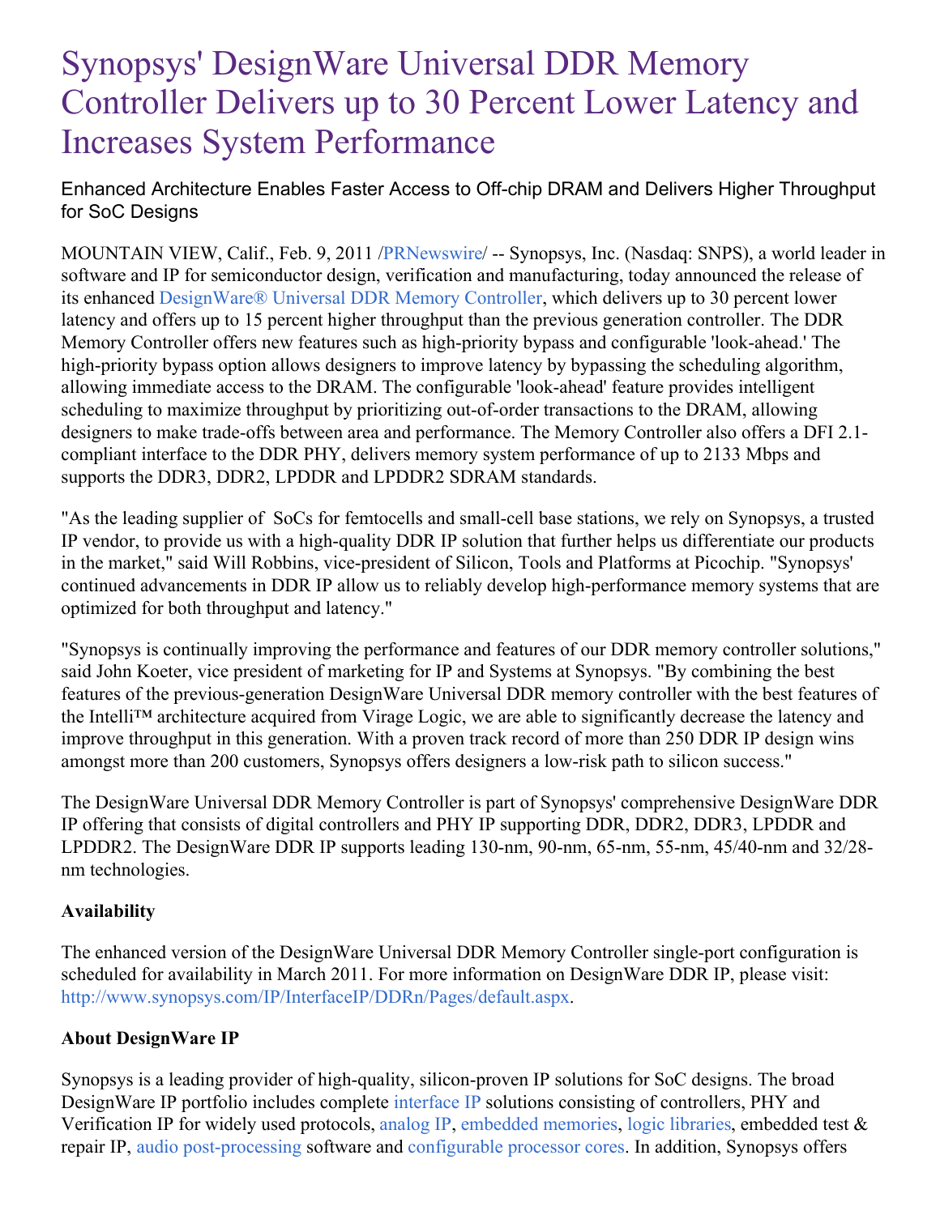# Synopsys' DesignWare Universal DDR Memory Controller Delivers up to 30 Percent Lower Latency and Increases System Performance

Enhanced Architecture Enables Faster Access to Off-chip DRAM and Delivers Higher Throughput for SoC Designs

MOUNTAIN VIEW, Calif., Feb. 9, 2011 /PRNewswire/ -- Synopsys, Inc. (Nasdaq: SNPS), a world leader in software and IP for semiconductor design, verification and manufacturing, today announced the release of its enhanced DesignWare® Universal DDR Memory Controller, which delivers up to 30 percent lower latency and offers up to 15 percent higher throughput than the previous generation controller. The DDR Memory Controller offers new features such as high-priority bypass and configurable 'look-ahead.' The high-priority bypass option allows designers to improve latency by bypassing the scheduling algorithm, allowing immediate access to the DRAM. The configurable 'look-ahead' feature provides intelligent scheduling to maximize throughput by prioritizing out-of-order transactions to the DRAM, allowing designers to make trade-offs between area and performance. The Memory Controller also offers a DFI 2.1-compliant interface to the DDR PHY, delivers memory system performance of up to 2133 Mbps and supports the DDR3, DDR2, LPDDR and LPDDR2 SDRAM standards.

"As the leading supplier of SoCs for femtocells and small-cell base stations, we rely on Synopsys, a trusted IP vendor, to provide us with a high-quality DDR IP solution that further helps us differentiate our products in the market," said Will Robbins, vice-president of Silicon, Tools and Platforms at Picochip. "Synopsys' continued advancements in DDR IP allow us to reliably develop high-performance memory systems that are optimized for both throughput and latency."

"Synopsys is continually improving the performance and features of our DDR memory controller solutions," said John Koeter, vice president of marketing for IP and Systems at Synopsys. "By combining the best features of the previous-generation DesignWare Universal DDR memory controller with the best features of the Intelli™ architecture acquired from Virage Logic, we are able to significantly decrease the latency and improve throughput in this generation. With a proven track record of more than 250 DDR IP design wins amongst more than 200 customers, Synopsys offers designers a low-risk path to silicon success."

The DesignWare Universal DDR Memory Controller is part of Synopsys' comprehensive DesignWare DDR IP offering that consists of digital controllers and PHY IP supporting DDR, DDR2, DDR3, LPDDR and LPDDR2. The DesignWare DDR IP supports leading 130-nm, 90-nm, 65-nm, 55-nm, 45/40-nm and 32/28-nm technologies.

**Availability**

The enhanced version of the DesignWare Universal DDR Memory Controller single-port configuration is scheduled for availability in March 2011. For more information on DesignWare DDR IP, please visit: http://www.synopsys.com/IP/InterfaceIP/DDRn/Pages/default.aspx.

**About DesignWare IP**

Synopsys is a leading provider of high-quality, silicon-proven IP solutions for SoC designs. The broad DesignWare IP portfolio includes complete interface IP solutions consisting of controllers, PHY and Verification IP for widely used protocols, analog IP, embedded memories, logic libraries, embedded test & repair IP, audio post-processing software and configurable processor cores. In addition, Synopsys offers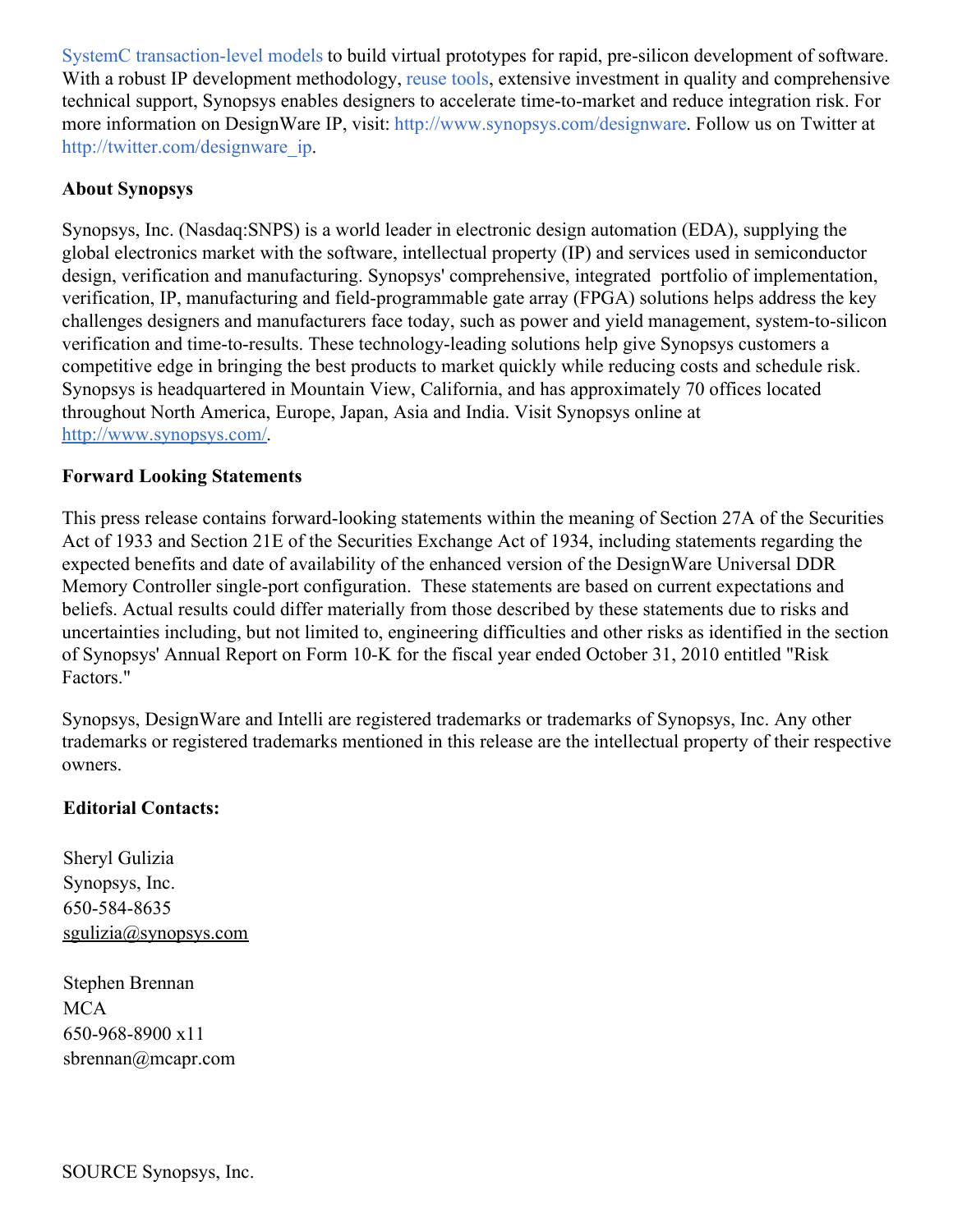SystemC transaction-level models to build virtual prototypes for rapid, pre-silicon development of software. With a robust IP development methodology, reuse tools, extensive investment in quality and comprehensive technical support, Synopsys enables designers to accelerate time-to-market and reduce integration risk. For more information on DesignWare IP, visit: http://www.synopsys.com/designware. Follow us on Twitter at http://twitter.com/designware_ip.

**About Synopsys**

Synopsys, Inc. (Nasdaq:SNPS) is a world leader in electronic design automation (EDA), supplying the global electronics market with the software, intellectual property (IP) and services used in semiconductor design, verification and manufacturing. Synopsys' comprehensive, integrated portfolio of implementation, verification, IP, manufacturing and field-programmable gate array (FPGA) solutions helps address the key challenges designers and manufacturers face today, such as power and yield management, system-to-silicon verification and time-to-results. These technology-leading solutions help give Synopsys customers a competitive edge in bringing the best products to market quickly while reducing costs and schedule risk. Synopsys is headquartered in Mountain View, California, and has approximately 70 offices located throughout North America, Europe, Japan, Asia and India. Visit Synopsys online at http://www.synopsys.com/.

**Forward Looking Statements**

This press release contains forward-looking statements within the meaning of Section 27A of the Securities Act of 1933 and Section 21E of the Securities Exchange Act of 1934, including statements regarding the expected benefits and date of availability of the enhanced version of the DesignWare Universal DDR Memory Controller single-port configuration. These statements are based on current expectations and beliefs. Actual results could differ materially from those described by these statements due to risks and uncertainties including, but not limited to, engineering difficulties and other risks as identified in the section of Synopsys' Annual Report on Form 10-K for the fiscal year ended October 31, 2010 entitled "Risk Factors."

Synopsys, DesignWare and Intelli are registered trademarks or trademarks of Synopsys, Inc. Any other trademarks or registered trademarks mentioned in this release are the intellectual property of their respective owners.

**Editorial Contacts:**

Sheryl Gulizia
Synopsys, Inc.
650-584-8635
sgulizia@synopsys.com

Stephen Brennan
MCA
650-968-8900 x11
sbrennan@mcapr.com

SOURCE Synopsys, Inc.